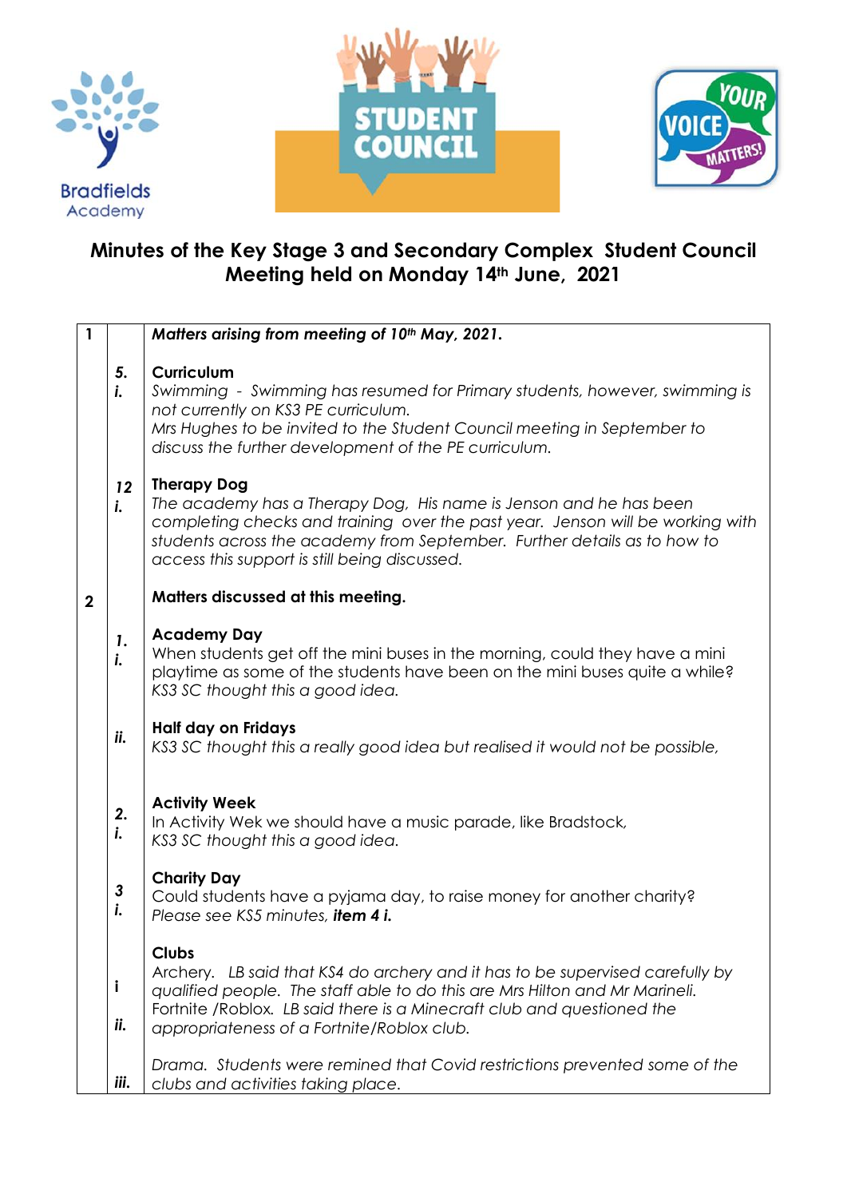# Minutes of the Key Stage 3 and Secondary Complex Student Council Meeting held on Monday 14th June, 2021

| | | |
|---|---|---|
| **1** | | ***Matters arising from meeting of 10th May, 2021.*** |
| | ***5. i.*** | **Curriculum**<br>*Swimming - Swimming has resumed for Primary students, however, swimming is not currently on KS3 PE curriculum.*<br>*Mrs Hughes to be invited to the Student Council meeting in September to discuss the further development of the PE curriculum.* |
| | ***12 i.*** | **Therapy Dog**<br>*The academy has a Therapy Dog, His name is Jenson and he has been completing checks and training over the past year. Jenson will be working with students across the academy from September. Further details as to how to access this support is still being discussed.* |
| **2** | | **Matters discussed at this meeting.** |
| | ***1. i.*** | **Academy Day**<br>When students get off the mini buses in the morning, could they have a mini playtime as some of the students have been on the mini buses quite a while?<br>*KS3 SC thought this a good idea.* |
| | ***ii.*** | **Half day on Fridays**<br>*KS3 SC thought this a really good idea but realised it would not be possible,* |
| | ***2. i.*** | **Activity Week**<br>In Activity Wek we should have a music parade, like Bradstock,<br>*KS3 SC thought this a good idea.* |
| | ***3 i.*** | **Charity Day**<br>Could students have a pyjama day, to raise money for another charity?<br>*Please see KS5 minutes, **item 4 i.*** |
| | ***i*** | **Clubs**<br>Archery. *LB said that KS4 do archery and it has to be supervised carefully by qualified people. The staff able to do this are Mrs Hilton and Mr Marineli.* |
| | ***ii.*** | Fortnite /Roblox. *LB said there is a Minecraft club and questioned the appropriateness of a Fortnite/Roblox club.* |
| | ***iii.*** | *Drama. Students were remined that Covid restrictions prevented some of the clubs and activities taking place.* |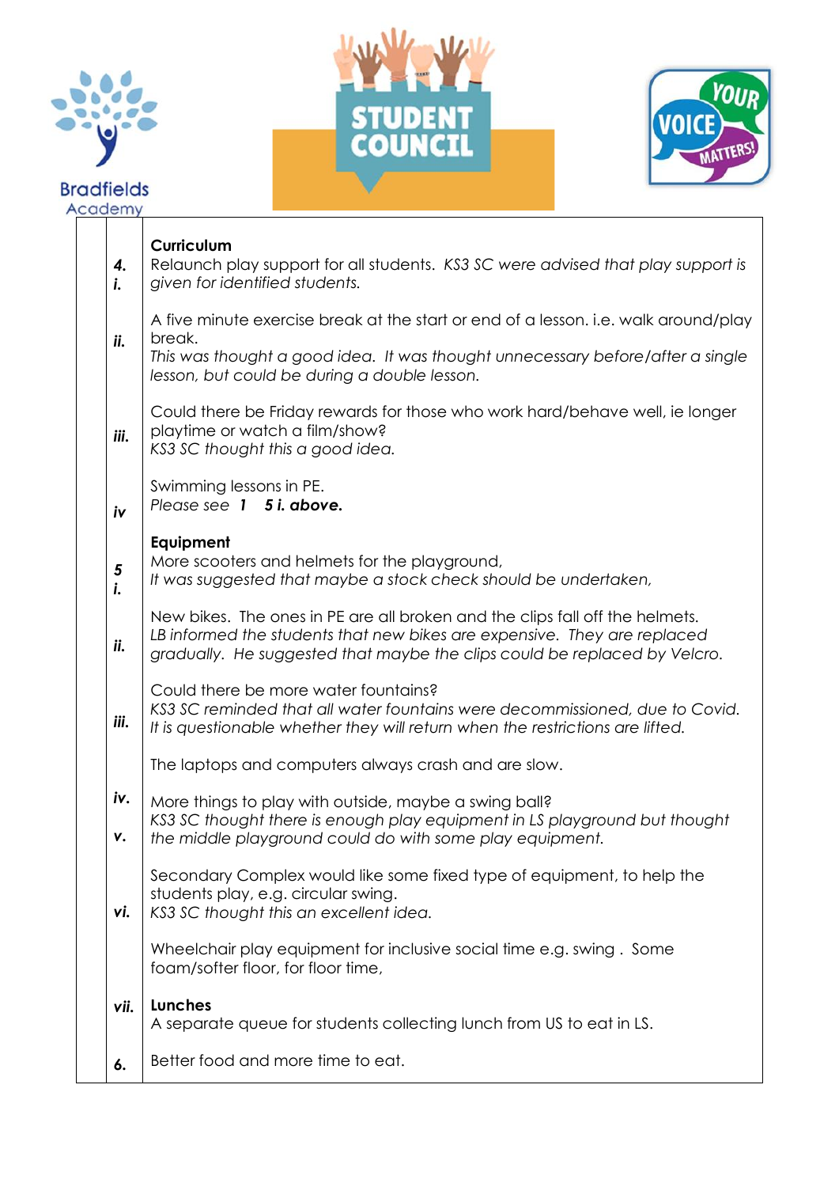Bradfields Academy

STUDENT COUNCIL

YOUR VOICE MATTERS!

| | | |
|---|---|---|
| | 4. i. | **Curriculum**<br>Relaunch play support for all students. *KS3 SC were advised that play support is given for identified students.* |
| | ii. | A five minute exercise break at the start or end of a lesson. i.e. walk around/play break.<br>*This was thought a good idea. It was thought unnecessary before/after a single lesson, but could be during a double lesson.* |
| | iii. | Could there be Friday rewards for those who work hard/behave well, ie longer playtime or watch a film/show?<br>*KS3 SC thought this a good idea.* |
| | iv | Swimming lessons in PE.<br>*Please see **1 5 i. above.*** |
| | 5 i. | **Equipment**<br>More scooters and helmets for the playground,<br>*It was suggested that maybe a stock check should be undertaken,* |
| | ii. | New bikes. The ones in PE are all broken and the clips fall off the helmets.<br>*LB informed the students that new bikes are expensive. They are replaced gradually. He suggested that maybe the clips could be replaced by Velcro.* |
| | iii. | Could there be more water fountains?<br>*KS3 SC reminded that all water fountains were decommissioned, due to Covid. It is questionable whether they will return when the restrictions are lifted.* |
| | iv. | The laptops and computers always crash and are slow. |
| | v. | More things to play with outside, maybe a swing ball?<br>*KS3 SC thought there is enough play equipment in LS playground but thought the middle playground could do with some play equipment.* |
| | vi. | Secondary Complex would like some fixed type of equipment, to help the students play, e.g. circular swing.<br>*KS3 SC thought this an excellent idea.* |
| | vii. | Wheelchair play equipment for inclusive social time e.g. swing . Some foam/softer floor, for floor time, |
| | 6. | **Lunches**<br>A separate queue for students collecting lunch from US to eat in LS. |
| | | Better food and more time to eat. |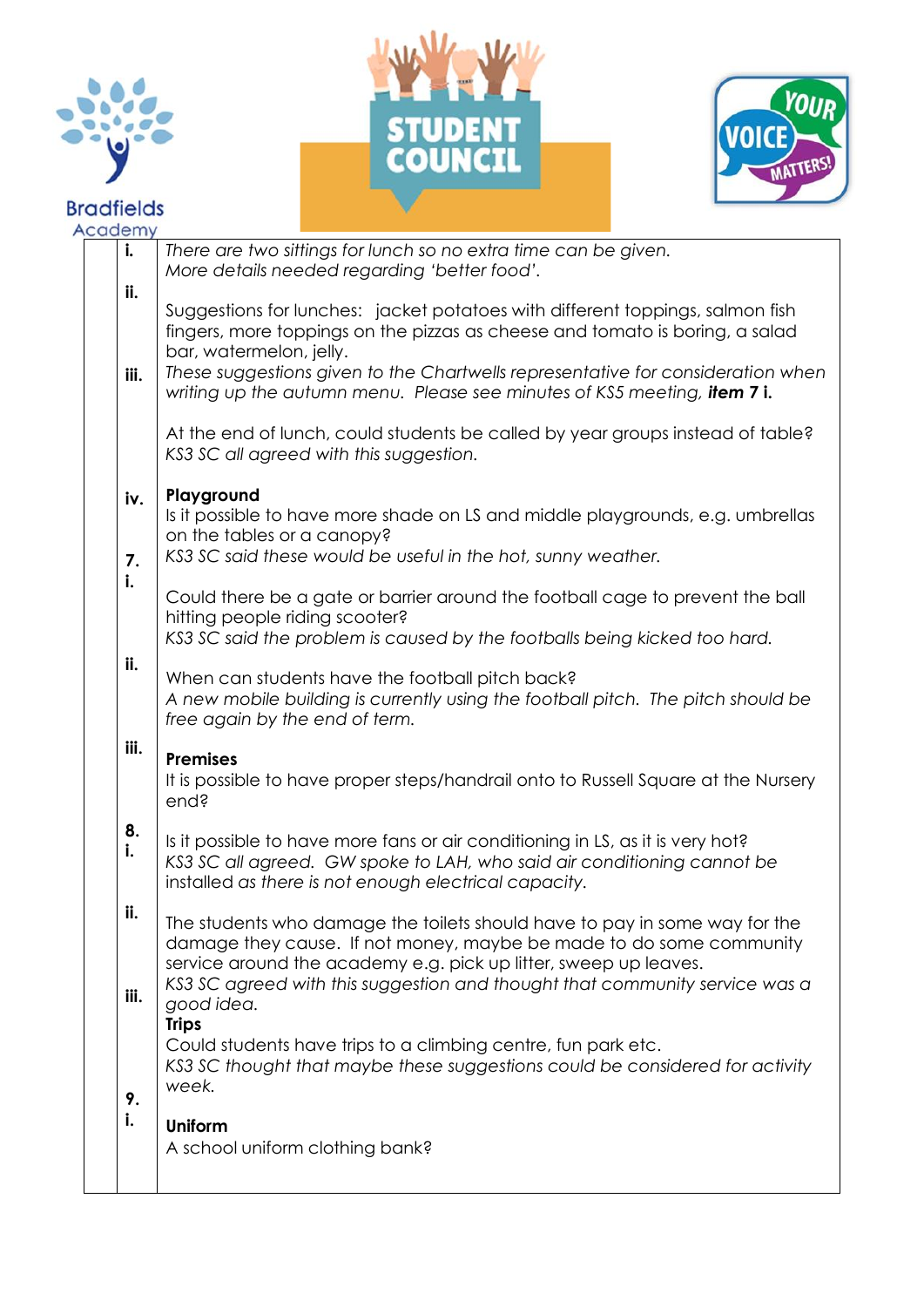| | | |
|---|---|---|
| | i. | *There are two sittings for lunch so no extra time can be given.* *More details needed regarding 'better food'.* |
| | ii. | Suggestions for lunches: jacket potatoes with different toppings, salmon fish fingers, more toppings on the pizzas as cheese and tomato is boring, a salad bar, watermelon, jelly. *These suggestions given to the Chartwells representative for consideration when writing up the autumn menu. Please see minutes of KS5 meeting,* ***item 7 i.*** |
| | iii. | At the end of lunch, could students be called by year groups instead of table? *KS3 SC all agreed with this suggestion.* |
| | iv. | |
| | 7. i. | **Playground** Is it possible to have more shade on LS and middle playgrounds, e.g. umbrellas on the tables or a canopy? *KS3 SC said these would be useful in the hot, sunny weather.* |
| | ii. | Could there be a gate or barrier around the football cage to prevent the ball hitting people riding scooter? *KS3 SC said the problem is caused by the footballs being kicked too hard.* |
| | iii. | When can students have the football pitch back? *A new mobile building is currently using the football pitch. The pitch should be free again by the end of term.* |
| | 8. i. | **Premises** It is possible to have proper steps/handrail onto to Russell Square at the Nursery end? |
| | ii. | Is it possible to have more fans or air conditioning in LS, as it is very hot? *KS3 SC all agreed. GW spoke to LAH, who said air conditioning cannot be installed as there is not enough electrical capacity.* |
| | iii. | The students who damage the toilets should have to pay in some way for the damage they cause. If not money, maybe be made to do some community service around the academy e.g. pick up litter, sweep up leaves. *KS3 SC agreed with this suggestion and thought that community service was a good idea.* |
| | 9. i. | **Trips** Could students have trips to a climbing centre, fun park etc. *KS3 SC thought that maybe these suggestions could be considered for activity week.* |
| | | **Uniform** A school uniform clothing bank? |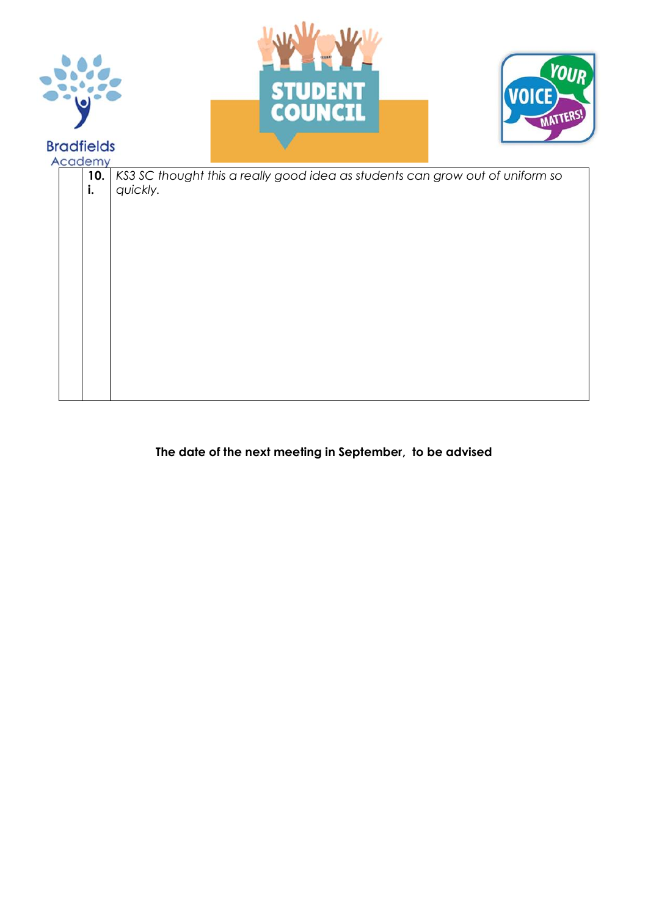| | | |
|---|---|---|
| | **10. i.** | *KS3 SC thought this a really good idea as students can grow out of uniform so quickly.* |

**The date of the next meeting in September, to be advised**